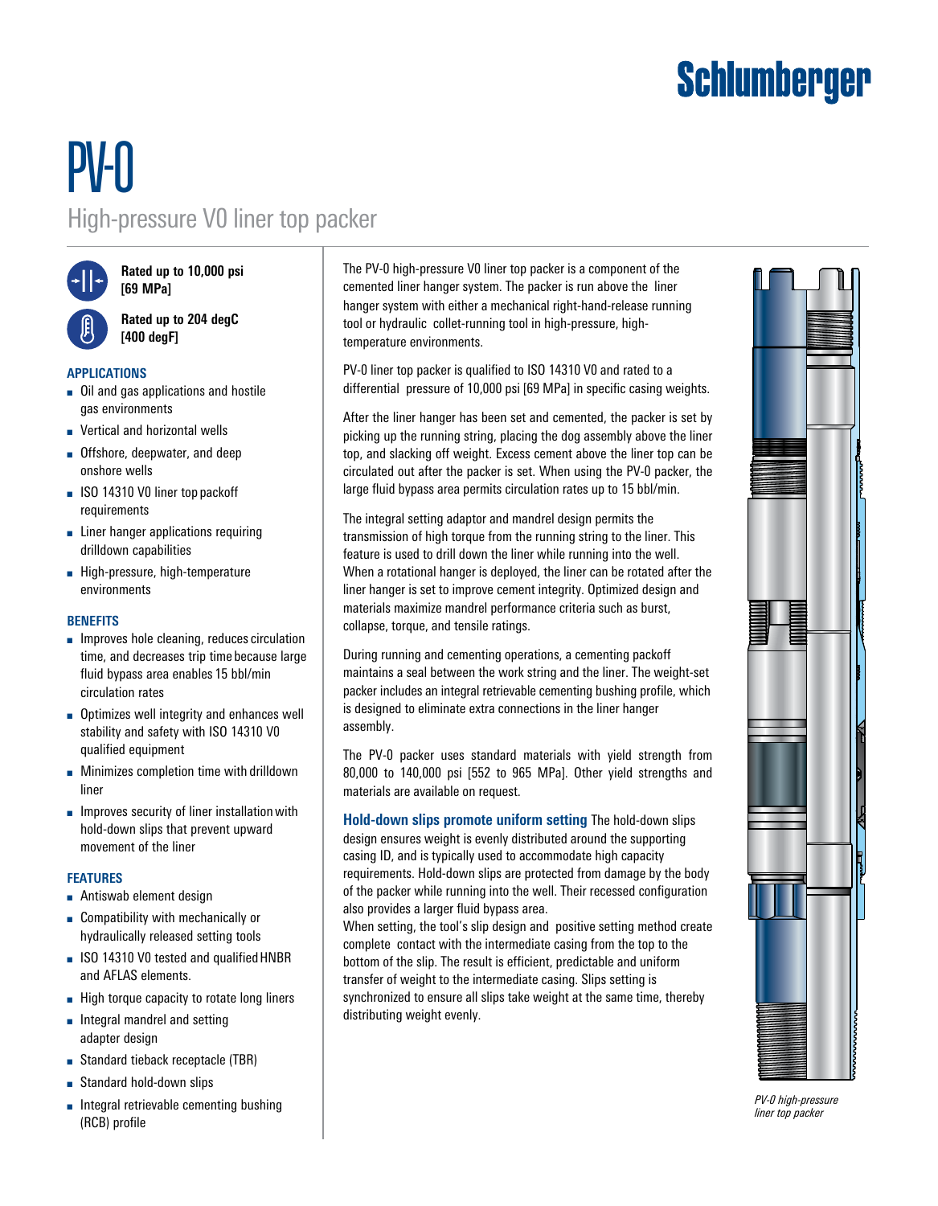Schlumberger

# PV-0

## High-pressure V0 liner top packer

**Rated up to 10,000 psi [69 MPa]**

**Rated up to 204 degC [400 degF]**

### APPLICATIONS

- Oil and gas applications and hostile gas environments
- Vertical and horizontal wells
- Offshore, deepwater, and deep onshore wells
- ISO 14310 V0 liner top packoff requirements
- Liner hanger applications requiring drilldown capabilities
- High-pressure, high-temperature environments

### BENEFITS

- Improves hole cleaning, reduces circulation time, and decreases trip time because large fluid bypass area enables 15 bbl/min circulation rates
- Optimizes well integrity and enhances well stability and safety with ISO 14310 V0 qualified equipment
- Minimizes completion time with drilldown liner
- Improves security of liner installation with hold-down slips that prevent upward movement of the liner

### FEATURES

- Antiswab element design
- Compatibility with mechanically or hydraulically released setting tools
- ISO 14310 V0 tested and qualified HNBR and AFLAS elements.
- High torque capacity to rotate long liners
- Integral mandrel and setting adapter design
- Standard tieback receptacle (TBR)
- Standard hold-down slips
- Integral retrievable cementing bushing (RCB) profile

The PV-0 high-pressure V0 liner top packer is a component of the cemented liner hanger system. The packer is run above the liner hanger system with either a mechanical right-hand-release running tool or hydraulic collet-running tool in high-pressure, high-temperature environments.

PV-0 liner top packer is qualified to ISO 14310 V0 and rated to a differential pressure of 10,000 psi [69 MPa] in specific casing weights.

After the liner hanger has been set and cemented, the packer is set by picking up the running string, placing the dog assembly above the liner top, and slacking off weight. Excess cement above the liner top can be circulated out after the packer is set. When using the PV-0 packer, the large fluid bypass area permits circulation rates up to 15 bbl/min.

The integral setting adaptor and mandrel design permits the transmission of high torque from the running string to the liner. This feature is used to drill down the liner while running into the well. When a rotational hanger is deployed, the liner can be rotated after the liner hanger is set to improve cement integrity. Optimized design and materials maximize mandrel performance criteria such as burst, collapse, torque, and tensile ratings.

During running and cementing operations, a cementing packoff maintains a seal between the work string and the liner. The weight-set packer includes an integral retrievable cementing bushing profile, which is designed to eliminate extra connections in the liner hanger assembly.

The PV-0 packer uses standard materials with yield strength from 80,000 to 140,000 psi [552 to 965 MPa]. Other yield strengths and materials are available on request.

**Hold-down slips promote uniform setting** The hold-down slips design ensures weight is evenly distributed around the supporting casing ID, and is typically used to accommodate high capacity requirements. Hold-down slips are protected from damage by the body of the packer while running into the well. Their recessed configuration also provides a larger fluid bypass area.
When setting, the tool's slip design and positive setting method create complete contact with the intermediate casing from the top to the bottom of the slip. The result is efficient, predictable and uniform transfer of weight to the intermediate casing. Slips setting is synchronized to ensure all slips take weight at the same time, thereby distributing weight evenly.

*PV-0 high-pressure liner top packer*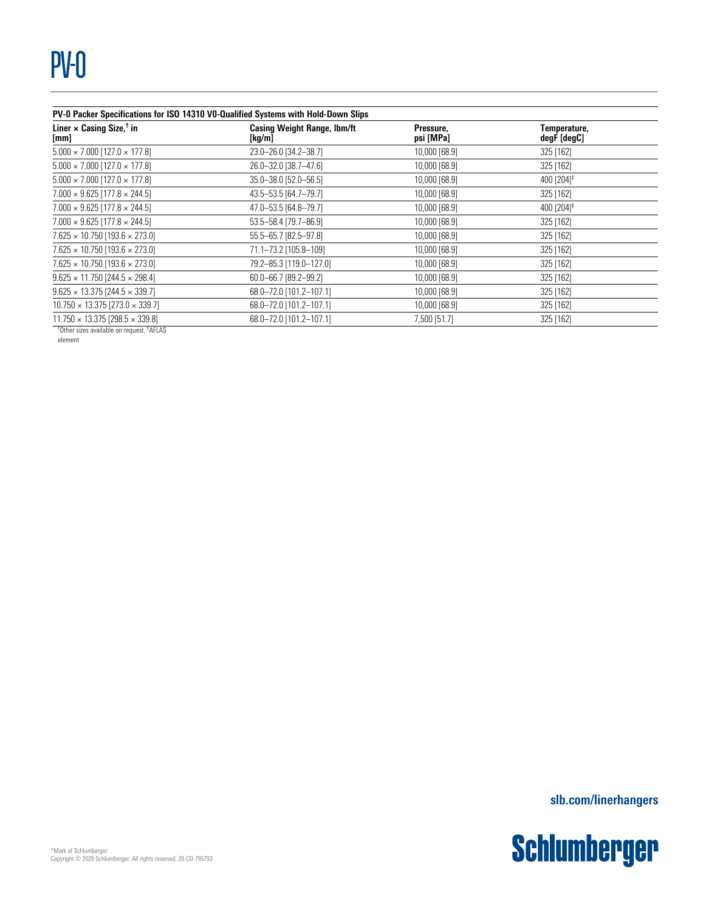# PV-0

**PV-0 Packer Specifications for ISO 14310 V0-Qualified Systems with Hold-Down Slips**

| Liner × Casing Size,† in [mm] | Casing Weight Range, lbm/ft [kg/m] | Pressure, psi [MPa] | Temperature, degF [degC] |
|---|---|---|---|
| 5.000 × 7.000 [127.0 × 177.8] | 23.0–26.0 [34.2–38.7] | 10,000 [68.9] | 325 [162] |
| 5.000 × 7.000 [127.0 × 177.8] | 26.0–32.0 [38.7–47.6] | 10,000 [68.9] | 325 [162] |
| 5.000 × 7.000 [127.0 × 177.8] | 35.0–38.0 [52.0–56.5] | 10,000 [68.9] | 400 [204]‡ |
| 7.000 × 9.625 [177.8 × 244.5] | 43.5–53.5 [64.7–79.7] | 10,000 [68.9] | 325 [162] |
| 7.000 × 9.625 [177.8 × 244.5] | 47.0–53.5 [64.8–79.7] | 10,000 [68.9] | 400 [204]‡ |
| 7.000 × 9.625 [177.8 × 244.5] | 53.5–58.4 [79.7–86.9] | 10,000 [68.9] | 325 [162] |
| 7.625 × 10.750 [193.6 × 273.0] | 55.5–65.7 [82.5–97.8] | 10,000 [68.9] | 325 [162] |
| 7.625 × 10.750 [193.6 × 273.0] | 71.1–73.2 [105.8–109] | 10,000 [68.9] | 325 [162] |
| 7.625 × 10.750 [193.6 × 273.0] | 79.2–85.3 [119.0–127.0] | 10,000 [68.9] | 325 [162] |
| 9.625 × 11.750 [244.5 × 298.4] | 60.0–66.7 [89.2–99.2] | 10,000 [68.9] | 325 [162] |
| 9.625 × 13.375 [244.5 × 339.7] | 68.0–72.0 [101.2–107.1] | 10,000 [68.9] | 325 [162] |
| 10.750 × 13.375 [273.0 × 339.7] | 68.0–72.0 [101.2–107.1] | 10,000 [68.9] | 325 [162] |
| 11.750 × 13.375 [298.5 × 339.8] | 68.0–72.0 [101.2–107.1] | 7,500 [51.7] | 325 [162] |

†Other sizes available on request. ‡AFLAS element

slb.com/linerhangers

*Mark of Schlumberger
Copyright © 2020 Schlumberger. All rights reserved. 20-CO-795793

Schlumberger